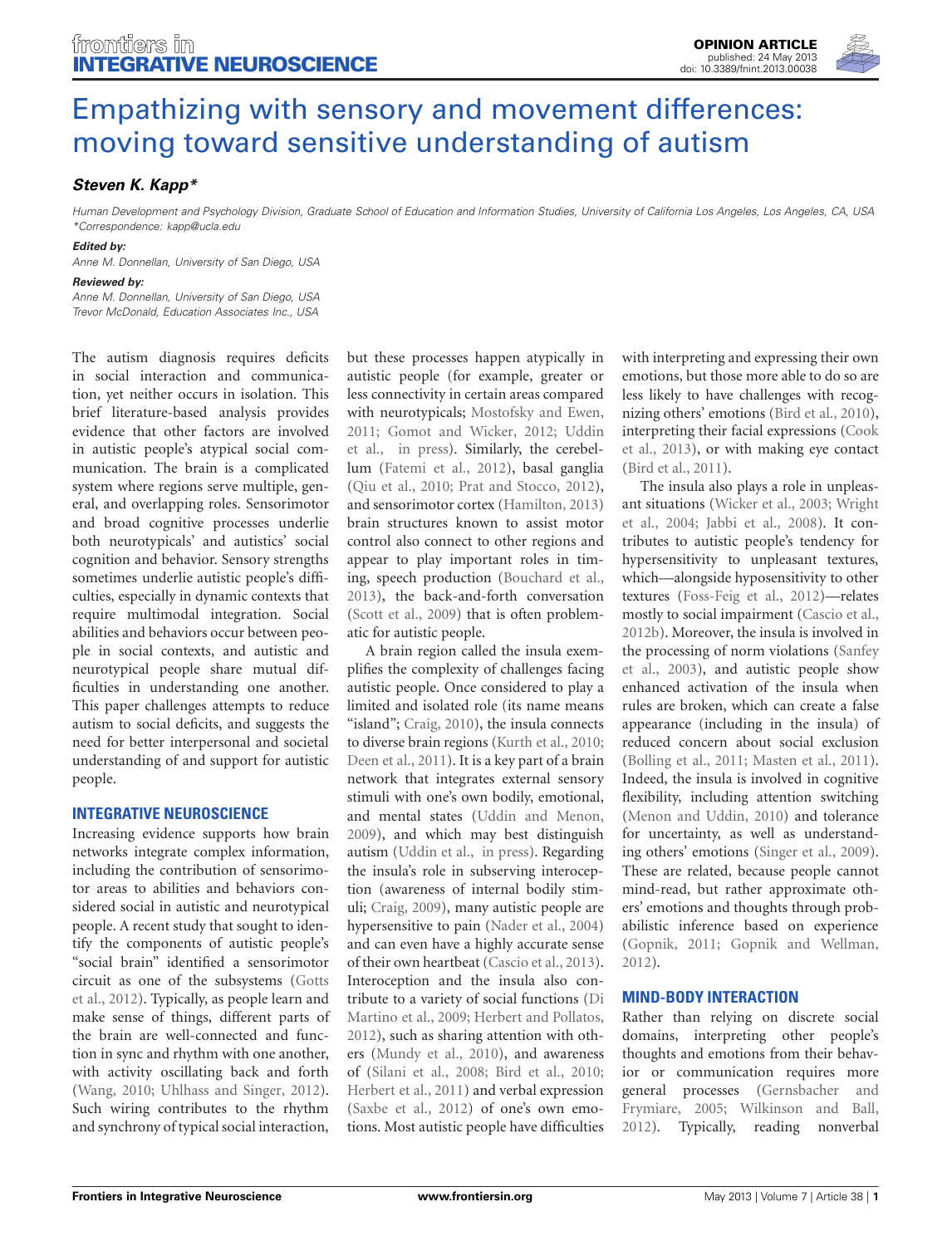# Empathizing with sensory and movement differences: moving toward sensitive understanding of autism

***Steven K. Kapp****

*Human Development and Psychology Division, Graduate School of Education and Information Studies, University of California Los Angeles, Los Angeles, CA, USA*
*\*Correspondence: kapp@ucla.edu*

***Edited by:***
*Anne M. Donnellan, University of San Diego, USA*

***Reviewed by:***
*Anne M. Donnellan, University of San Diego, USA*
*Trevor McDonald, Education Associates Inc., USA*

The autism diagnosis requires deficits in social interaction and communication, yet neither occurs in isolation. This brief literature-based analysis provides evidence that other factors are involved in autistic people's atypical social communication. The brain is a complicated system where regions serve multiple, general, and overlapping roles. Sensorimotor and broad cognitive processes underlie both neurotypicals' and autistics' social cognition and behavior. Sensory strengths sometimes underlie autistic people's difficulties, especially in dynamic contexts that require multimodal integration. Social abilities and behaviors occur between people in social contexts, and autistic and neurotypical people share mutual difficulties in understanding one another. This paper challenges attempts to reduce autism to social deficits, and suggests the need for better interpersonal and societal understanding of and support for autistic people.

## INTEGRATIVE NEUROSCIENCE

Increasing evidence supports how brain networks integrate complex information, including the contribution of sensorimotor areas to abilities and behaviors considered social in autistic and neurotypical people. A recent study that sought to identify the components of autistic people's "social brain" identified a sensorimotor circuit as one of the subsystems (Gotts et al., 2012). Typically, as people learn and make sense of things, different parts of the brain are well-connected and function in sync and rhythm with one another, with activity oscillating back and forth (Wang, 2010; Uhlhass and Singer, 2012). Such wiring contributes to the rhythm and synchrony of typical social interaction, but these processes happen atypically in autistic people (for example, greater or less connectivity in certain areas compared with neurotypicals; Mostofsky and Ewen, 2011; Gomot and Wicker, 2012; Uddin et al., in press). Similarly, the cerebellum (Fatemi et al., 2012), basal ganglia (Qiu et al., 2010; Prat and Stocco, 2012), and sensorimotor cortex (Hamilton, 2013) brain structures known to assist motor control also connect to other regions and appear to play important roles in timing, speech production (Bouchard et al., 2013), the back-and-forth conversation (Scott et al., 2009) that is often problematic for autistic people.

A brain region called the insula exemplifies the complexity of challenges facing autistic people. Once considered to play a limited and isolated role (its name means "island"; Craig, 2010), the insula connects to diverse brain regions (Kurth et al., 2010; Deen et al., 2011). It is a key part of a brain network that integrates external sensory stimuli with one's own bodily, emotional, and mental states (Uddin and Menon, 2009), and which may best distinguish autism (Uddin et al., in press). Regarding the insula's role in subserving interoception (awareness of internal bodily stimuli; Craig, 2009), many autistic people are hypersensitive to pain (Nader et al., 2004) and can even have a highly accurate sense of their own heartbeat (Cascio et al., 2013). Interoception and the insula also contribute to a variety of social functions (Di Martino et al., 2009; Herbert and Pollatos, 2012), such as sharing attention with others (Mundy et al., 2010), and awareness of (Silani et al., 2008; Bird et al., 2010; Herbert et al., 2011) and verbal expression (Saxbe et al., 2012) of one's own emotions. Most autistic people have difficulties with interpreting and expressing their own emotions, but those more able to do so are less likely to have challenges with recognizing others' emotions (Bird et al., 2010), interpreting their facial expressions (Cook et al., 2013), or with making eye contact (Bird et al., 2011).

The insula also plays a role in unpleasant situations (Wicker et al., 2003; Wright et al., 2004; Jabbi et al., 2008). It contributes to autistic people's tendency for hypersensitivity to unpleasant textures, which—alongside hyposensitivity to other textures (Foss-Feig et al., 2012)—relates mostly to social impairment (Cascio et al., 2012b). Moreover, the insula is involved in the processing of norm violations (Sanfey et al., 2003), and autistic people show enhanced activation of the insula when rules are broken, which can create a false appearance (including in the insula) of reduced concern about social exclusion (Bolling et al., 2011; Masten et al., 2011). Indeed, the insula is involved in cognitive flexibility, including attention switching (Menon and Uddin, 2010) and tolerance for uncertainty, as well as understanding others' emotions (Singer et al., 2009). These are related, because people cannot mind-read, but rather approximate others' emotions and thoughts through probabilistic inference based on experience (Gopnik, 2011; Gopnik and Wellman, 2012).

## MIND-BODY INTERACTION

Rather than relying on discrete social domains, interpreting other people's thoughts and emotions from their behavior or communication requires more general processes (Gernsbacher and Frymiare, 2005; Wilkinson and Ball, 2012). Typically, reading nonverbal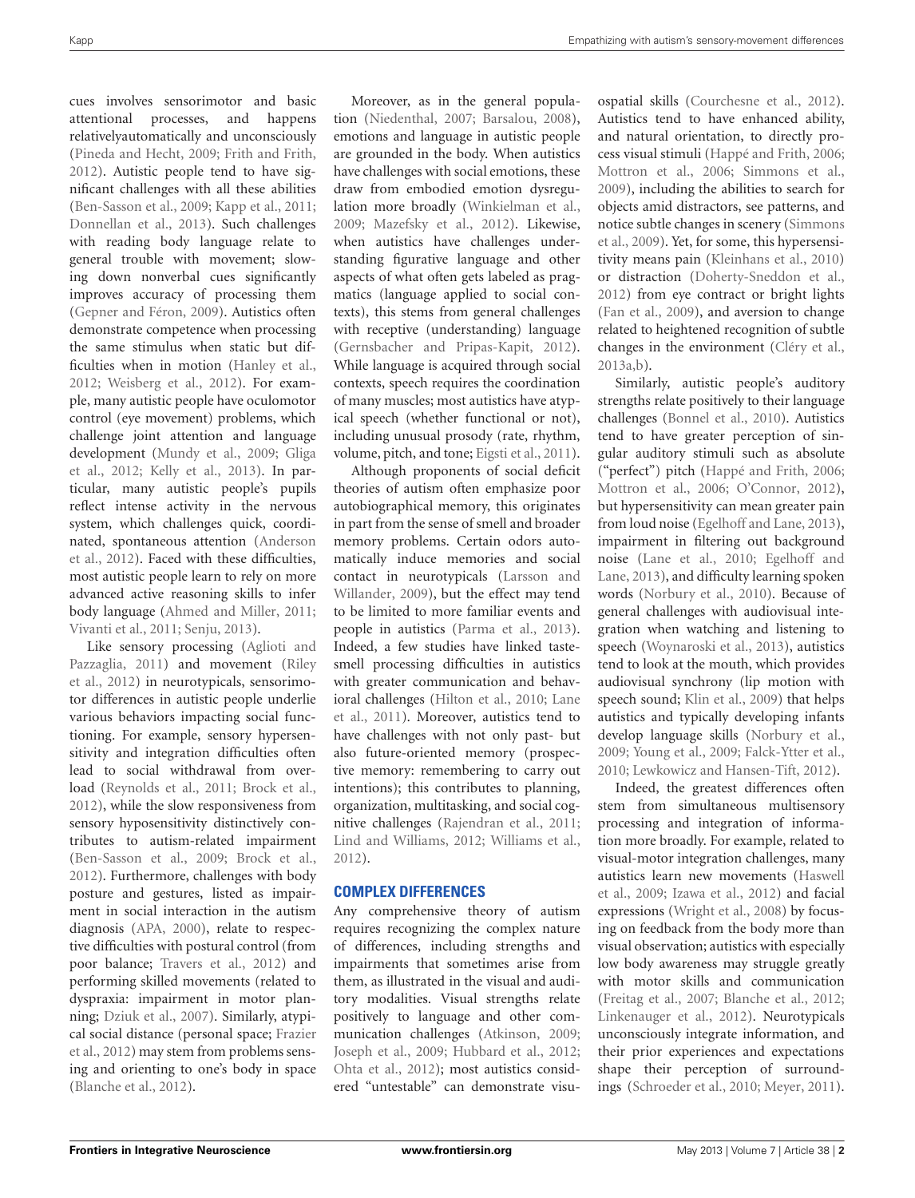cues involves sensorimotor and basic attentional processes, and happens relativelyautomatically and unconsciously (Pineda and Hecht, 2009; Frith and Frith, 2012). Autistic people tend to have significant challenges with all these abilities (Ben-Sasson et al., 2009; Kapp et al., 2011; Donnellan et al., 2013). Such challenges with reading body language relate to general trouble with movement; slowing down nonverbal cues significantly improves accuracy of processing them (Gepner and Féron, 2009). Autistics often demonstrate competence when processing the same stimulus when static but difficulties when in motion (Hanley et al., 2012; Weisberg et al., 2012). For example, many autistic people have oculomotor control (eye movement) problems, which challenge joint attention and language development (Mundy et al., 2009; Gliga et al., 2012; Kelly et al., 2013). In particular, many autistic people's pupils reflect intense activity in the nervous system, which challenges quick, coordinated, spontaneous attention (Anderson et al., 2012). Faced with these difficulties, most autistic people learn to rely on more advanced active reasoning skills to infer body language (Ahmed and Miller, 2011; Vivanti et al., 2011; Senju, 2013).

Like sensory processing (Aglioti and Pazzaglia, 2011) and movement (Riley et al., 2012) in neurotypicals, sensorimotor differences in autistic people underlie various behaviors impacting social functioning. For example, sensory hypersensitivity and integration difficulties often lead to social withdrawal from overload (Reynolds et al., 2011; Brock et al., 2012), while the slow responsiveness from sensory hyposensitivity distinctively contributes to autism-related impairment (Ben-Sasson et al., 2009; Brock et al., 2012). Furthermore, challenges with body posture and gestures, listed as impairment in social interaction in the autism diagnosis (APA, 2000), relate to respective difficulties with postural control (from poor balance; Travers et al., 2012) and performing skilled movements (related to dyspraxia: impairment in motor planning; Dziuk et al., 2007). Similarly, atypical social distance (personal space; Frazier et al., 2012) may stem from problems sensing and orienting to one's body in space (Blanche et al., 2012).

Moreover, as in the general population (Niedenthal, 2007; Barsalou, 2008), emotions and language in autistic people are grounded in the body. When autistics have challenges with social emotions, these draw from embodied emotion dysregulation more broadly (Winkielman et al., 2009; Mazefsky et al., 2012). Likewise, when autistics have challenges understanding figurative language and other aspects of what often gets labeled as pragmatics (language applied to social contexts), this stems from general challenges with receptive (understanding) language (Gernsbacher and Pripas-Kapit, 2012). While language is acquired through social contexts, speech requires the coordination of many muscles; most autistics have atypical speech (whether functional or not), including unusual prosody (rate, rhythm, volume, pitch, and tone; Eigsti et al., 2011).

Although proponents of social deficit theories of autism often emphasize poor autobiographical memory, this originates in part from the sense of smell and broader memory problems. Certain odors automatically induce memories and social contact in neurotypicals (Larsson and Willander, 2009), but the effect may tend to be limited to more familiar events and people in autistics (Parma et al., 2013). Indeed, a few studies have linked taste-smell processing difficulties in autistics with greater communication and behavioral challenges (Hilton et al., 2010; Lane et al., 2011). Moreover, autistics tend to have challenges with not only past- but also future-oriented memory (prospective memory: remembering to carry out intentions); this contributes to planning, organization, multitasking, and social cognitive challenges (Rajendran et al., 2011; Lind and Williams, 2012; Williams et al., 2012).

## COMPLEX DIFFERENCES

Any comprehensive theory of autism requires recognizing the complex nature of differences, including strengths and impairments that sometimes arise from them, as illustrated in the visual and auditory modalities. Visual strengths relate positively to language and other communication challenges (Atkinson, 2009; Joseph et al., 2009; Hubbard et al., 2012; Ohta et al., 2012); most autistics considered "untestable" can demonstrate visuospatial skills (Courchesne et al., 2012). Autistics tend to have enhanced ability, and natural orientation, to directly process visual stimuli (Happé and Frith, 2006; Mottron et al., 2006; Simmons et al., 2009), including the abilities to search for objects amid distractors, see patterns, and notice subtle changes in scenery (Simmons et al., 2009). Yet, for some, this hypersensitivity means pain (Kleinhans et al., 2010) or distraction (Doherty-Sneddon et al., 2012) from eye contract or bright lights (Fan et al., 2009), and aversion to change related to heightened recognition of subtle changes in the environment (Cléry et al., 2013a,b).

Similarly, autistic people's auditory strengths relate positively to their language challenges (Bonnel et al., 2010). Autistics tend to have greater perception of singular auditory stimuli such as absolute ("perfect") pitch (Happé and Frith, 2006; Mottron et al., 2006; O'Connor, 2012), but hypersensitivity can mean greater pain from loud noise (Egelhoff and Lane, 2013), impairment in filtering out background noise (Lane et al., 2010; Egelhoff and Lane, 2013), and difficulty learning spoken words (Norbury et al., 2010). Because of general challenges with audiovisual integration when watching and listening to speech (Woynaroski et al., 2013), autistics tend to look at the mouth, which provides audiovisual synchrony (lip motion with speech sound; Klin et al., 2009) that helps autistics and typically developing infants develop language skills (Norbury et al., 2009; Young et al., 2009; Falck-Ytter et al., 2010; Lewkowicz and Hansen-Tift, 2012).

Indeed, the greatest differences often stem from simultaneous multisensory processing and integration of information more broadly. For example, related to visual-motor integration challenges, many autistics learn new movements (Haswell et al., 2009; Izawa et al., 2012) and facial expressions (Wright et al., 2008) by focusing on feedback from the body more than visual observation; autistics with especially low body awareness may struggle greatly with motor skills and communication (Freitag et al., 2007; Blanche et al., 2012; Linkenauger et al., 2012). Neurotypicals unconsciously integrate information, and their prior experiences and expectations shape their perception of surroundings (Schroeder et al., 2010; Meyer, 2011).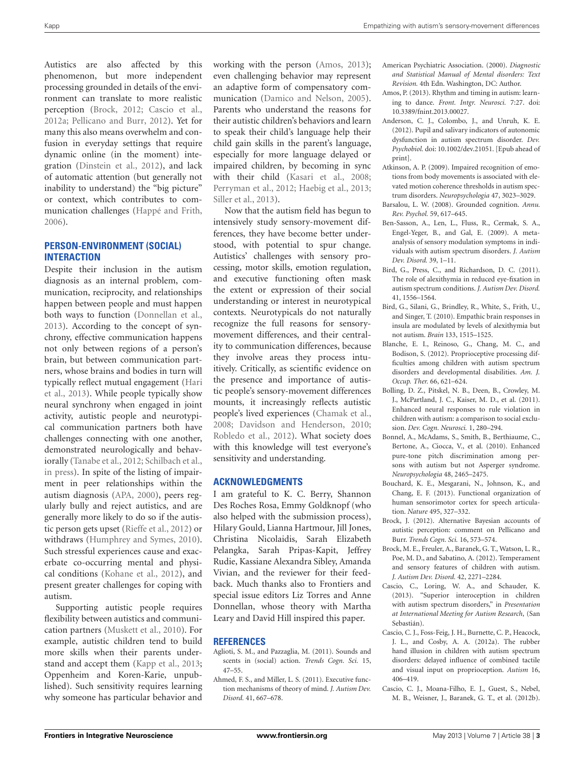Autistics are also affected by this phenomenon, but more independent processing grounded in details of the environment can translate to more realistic perception (Brock, 2012; Cascio et al., 2012a; Pellicano and Burr, 2012). Yet for many this also means overwhelm and confusion in everyday settings that require dynamic online (in the moment) integration (Dinstein et al., 2012), and lack of automatic attention (but generally not inability to understand) the "big picture" or context, which contributes to communication challenges (Happé and Frith, 2006).

## PERSON-ENVIRONMENT (SOCIAL) INTERACTION

Despite their inclusion in the autism diagnosis as an internal problem, communication, reciprocity, and relationships happen between people and must happen both ways to function (Donnellan et al., 2013). According to the concept of synchrony, effective communication happens not only between regions of a person's brain, but between communication partners, whose brains and bodies in turn will typically reflect mutual engagement (Hari et al., 2013). While people typically show neural synchrony when engaged in joint activity, autistic people and neurotypical communication partners both have challenges connecting with one another, demonstrated neurologically and behaviorally (Tanabe et al., 2012; Schilbach et al., in press). In spite of the listing of impairment in peer relationships within the autism diagnosis (APA, 2000), peers regularly bully and reject autistics, and are generally more likely to do so if the autistic person gets upset (Rieffe et al., 2012) or withdraws (Humphrey and Symes, 2010). Such stressful experiences cause and exacerbate co-occurring mental and physical conditions (Kohane et al., 2012), and present greater challenges for coping with autism.

Supporting autistic people requires flexibility between autistics and communication partners (Muskett et al., 2010). For example, autistic children tend to build more skills when their parents understand and accept them (Kapp et al., 2013; Oppenheim and Koren-Karie, unpublished). Such sensitivity requires learning why someone has particular behavior and working with the person (Amos, 2013); even challenging behavior may represent an adaptive form of compensatory communication (Damico and Nelson, 2005). Parents who understand the reasons for their autistic children's behaviors and learn to speak their child's language help their child gain skills in the parent's language, especially for more language delayed or impaired children, by becoming in sync with their child (Kasari et al., 2008; Perryman et al., 2012; Haebig et al., 2013; Siller et al., 2013).

Now that the autism field has begun to intensively study sensory-movement differences, they have become better understood, with potential to spur change. Autistics' challenges with sensory processing, motor skills, emotion regulation, and executive functioning often mask the extent or expression of their social understanding or interest in neurotypical contexts. Neurotypicals do not naturally recognize the full reasons for sensory-movement differences, and their centrality to communication differences, because they involve areas they process intuitively. Critically, as scientific evidence on the presence and importance of autistic people's sensory-movement differences mounts, it increasingly reflects autistic people's lived experiences (Chamak et al., 2008; Davidson and Henderson, 2010; Robledo et al., 2012). What society does with this knowledge will test everyone's sensitivity and understanding.

## ACKNOWLEDGMENTS

I am grateful to K. C. Berry, Shannon Des Roches Rosa, Emmy Goldknopf (who also helped with the submission process), Hilary Gould, Lianna Hartmour, Jill Jones, Christina Nicolaidis, Sarah Elizabeth Pelangka, Sarah Pripas-Kapit, Jeffrey Rudie, Kassiane Alexandra Sibley, Amanda Vivian, and the reviewer for their feedback. Much thanks also to Frontiers and special issue editors Liz Torres and Anne Donnellan, whose theory with Martha Leary and David Hill inspired this paper.

## REFERENCES

Aglioti, S. M., and Pazzaglia, M. (2011). Sounds and scents in (social) action. *Trends Cogn. Sci.* 15, 47–55.

Ahmed, F. S., and Miller, L. S. (2011). Executive function mechanisms of theory of mind. *J. Autism Dev. Disord.* 41, 667–678.

American Psychiatric Association. (2000). *Diagnostic and Statistical Manual of Mental disorders: Text Revision.* 4th Edn. Washington, DC: Author.

Amos, P. (2013). Rhythm and timing in autism: learning to dance. *Front. Intgr. Neurosci.* 7:27. doi: 10.3389/fnint.2013.00027.

Anderson, C. J., Colombo, J., and Unruh, K. E. (2012). Pupil and salivary indicators of autonomic dysfunction in autism spectrum disorder. *Dev. Psychobiol.* doi: 10.1002/dev.21051. [Epub ahead of print].

Atkinson, A. P. (2009). Impaired recognition of emotions from body movements is associated with elevated motion coherence thresholds in autism spectrum disorders. *Neuropsychologia* 47, 3023–3029.

Barsalou, L. W. (2008). Grounded cognition. *Annu. Rev. Psychol.* 59, 617–645.

Ben-Sasson, A., Len, L., Fluss, R., Cermak, S. A., Engel-Yeger, B., and Gal, E. (2009). A meta-analysis of sensory modulation symptoms in individuals with autism spectrum disorders. *J. Autism Dev. Disord.* 39, 1–11.

Bird, G., Press, C., and Richardson, D. C. (2011). The role of alexithymia in reduced eye-fixation in autism spectrum conditions. *J. Autism Dev. Disord.* 41, 1556–1564.

Bird, G., Silani, G., Brindley, R., White, S., Frith, U., and Singer, T. (2010). Empathic brain responses in insula are modulated by levels of alexithymia but not autism. *Brain* 133, 1515–1525.

Blanche, E. I., Reinoso, G., Chang, M. C., and Bodison, S. (2012). Proprioceptive processing difficulties among children with autism spectrum disorders and developmental disabilities. *Am. J. Occup. Ther.* 66, 621–624.

Bolling, D. Z., Pitskel, N. B., Deen, B., Crowley, M. J., McPartland, J. C., Kaiser, M. D., et al. (2011). Enhanced neural responses to rule violation in children with autism: a comparison to social exclusion. *Dev. Cogn. Neurosci.* 1, 280–294.

Bonnel, A., McAdams, S., Smith, B., Berthiaume, C., Bertone, A., Ciocca, V., et al. (2010). Enhanced pure-tone pitch discrimination among persons with autism but not Asperger syndrome. *Neuropsychologia* 48, 2465–2475.

Bouchard, K. E., Mesgarani, N., Johnson, K., and Chang, E. F. (2013). Functional organization of human sensorimotor cortex for speech articulation. *Nature* 495, 327–332.

Brock, J. (2012). Alternative Bayesian accounts of autistic perception: comment on Pellicano and Burr. *Trends Cogn. Sci.* 16, 573–574.

Brock, M. E., Freuler, A., Baranek, G. T., Watson, L. R., Poe, M. D., and Sabatino, A. (2012). Temperament and sensory features of children with autism. *J. Autism Dev. Disord.* 42, 2271–2284.

Cascio, C., Loring, W. A., and Schauder, K. (2013). "Superior interoception in children with autism spectrum disorders," in *Presentation at International Meeting for Autism Research*, (San Sebastián).

Cascio, C. J., Foss-Feig, J. H., Burnette, C. P., Heacock, J. L., and Cosby, A. A. (2012a). The rubber hand illusion in children with autism spectrum disorders: delayed influence of combined tactile and visual input on proprioception. *Autism* 16, 406–419.

Cascio, C. J., Moana-Filho, E. J., Guest, S., Nebel, M. B., Weisner, J., Baranek, G. T., et al. (2012b).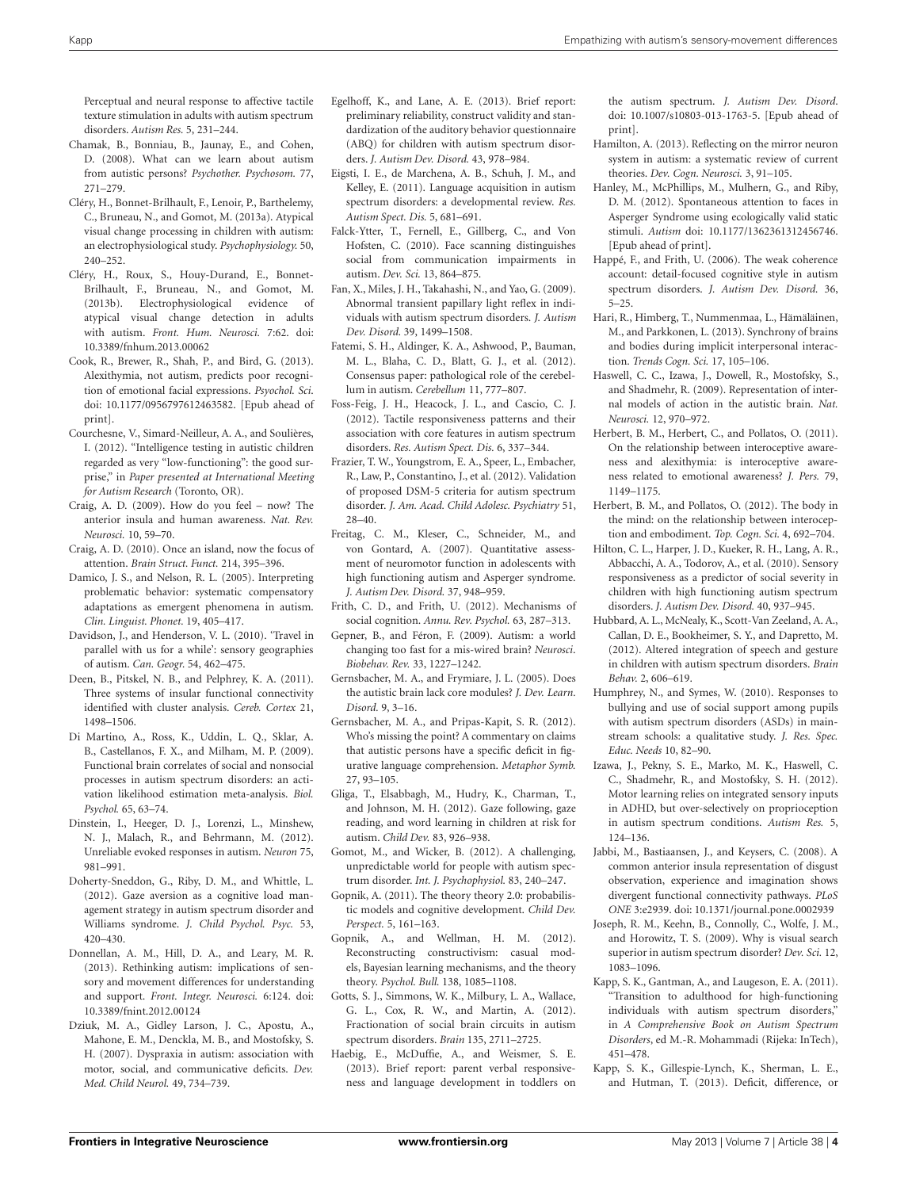Perceptual and neural response to affective tactile texture stimulation in adults with autism spectrum disorders. *Autism Res.* 5, 231–244.

Chamak, B., Bonniau, B., Jaunay, E., and Cohen, D. (2008). What can we learn about autism from autistic persons? *Psychother. Psychosom.* 77, 271–279.

Cléry, H., Bonnet-Brilhault, F., Lenoir, P., Barthelemy, C., Bruneau, N., and Gomot, M. (2013a). Atypical visual change processing in children with autism: an electrophysiological study. *Psychophysiology.* 50, 240–252.

Cléry, H., Roux, S., Houy-Durand, E., Bonnet-Brilhault, F., Bruneau, N., and Gomot, M. (2013b). Electrophysiological evidence of atypical visual change detection in adults with autism. *Front. Hum. Neurosci.* 7:62. doi: 10.3389/fnhum.2013.00062

Cook, R., Brewer, R., Shah, P., and Bird, G. (2013). Alexithymia, not autism, predicts poor recognition of emotional facial expressions. *Psyochol. Sci.* doi: 10.1177/0956797612463582. [Epub ahead of print].

Courchesne, V., Simard-Neilleur, A. A., and Soulières, I. (2012). "Intelligence testing in autistic children regarded as very "low-functioning": the good surprise," in *Paper presented at International Meeting for Autism Research* (Toronto, OR).

Craig, A. D. (2009). How do you feel – now? The anterior insula and human awareness. *Nat. Rev. Neurosci.* 10, 59–70.

Craig, A. D. (2010). Once an island, now the focus of attention. *Brain Struct. Funct.* 214, 395–396.

Damico, J. S., and Nelson, R. L. (2005). Interpreting problematic behavior: systematic compensatory adaptations as emergent phenomena in autism. *Clin. Linguist. Phonet.* 19, 405–417.

Davidson, J., and Henderson, V. L. (2010). 'Travel in parallel with us for a while': sensory geographies of autism. *Can. Geogr.* 54, 462–475.

Deen, B., Pitskel, N. B., and Pelphrey, K. A. (2011). Three systems of insular functional connectivity identified with cluster analysis. *Cereb. Cortex* 21, 1498–1506.

Di Martino, A., Ross, K., Uddin, L. Q., Sklar, A. B., Castellanos, F. X., and Milham, M. P. (2009). Functional brain correlates of social and nonsocial processes in autism spectrum disorders: an activation likelihood estimation meta-analysis. *Biol. Psychol.* 65, 63–74.

Dinstein, I., Heeger, D. J., Lorenzi, L., Minshew, N. J., Malach, R., and Behrmann, M. (2012). Unreliable evoked responses in autism. *Neuron* 75, 981–991.

Doherty-Sneddon, G., Riby, D. M., and Whittle, L. (2012). Gaze aversion as a cognitive load management strategy in autism spectrum disorder and Williams syndrome. *J. Child Psychol. Psyc.* 53, 420–430.

Donnellan, A. M., Hill, D. A., and Leary, M. R. (2013). Rethinking autism: implications of sensory and movement differences for understanding and support. *Front. Integr. Neurosci.* 6:124. doi: 10.3389/fnint.2012.00124

Dziuk, M. A., Gidley Larson, J. C., Apostu, A., Mahone, E. M., Denckla, M. B., and Mostofsky, S. H. (2007). Dyspraxia in autism: association with motor, social, and communicative deficits. *Dev. Med. Child Neurol.* 49, 734–739.

Egelhoff, K., and Lane, A. E. (2013). Brief report: preliminary reliability, construct validity and standardization of the auditory behavior questionnaire (ABQ) for children with autism spectrum disorders. *J. Autism Dev. Disord.* 43, 978–984.

Eigsti, I. E., de Marchena, A. B., Schuh, J. M., and Kelley, E. (2011). Language acquisition in autism spectrum disorders: a developmental review. *Res. Autism Spect. Dis.* 5, 681–691.

Falck-Ytter, T., Fernell, E., Gillberg, C., and Von Hofsten, C. (2010). Face scanning distinguishes social from communication impairments in autism. *Dev. Sci.* 13, 864–875.

Fan, X., Miles, J. H., Takahashi, N., and Yao, G. (2009). Abnormal transient papillary light reflex in individuals with autism spectrum disorders. *J. Autism Dev. Disord.* 39, 1499–1508.

Fatemi, S. H., Aldinger, K. A., Ashwood, P., Bauman, M. L., Blaha, C. D., Blatt, G. J., et al. (2012). Consensus paper: pathological role of the cerebellum in autism. *Cerebellum* 11, 777–807.

Foss-Feig, J. H., Heacock, J. L., and Cascio, C. J. (2012). Tactile responsiveness patterns and their association with core features in autism spectrum disorders. *Res. Autism Spect. Dis.* 6, 337–344.

Frazier, T. W., Youngstrom, E. A., Speer, L., Embacher, R., Law, P., Constantino, J., et al. (2012). Validation of proposed DSM-5 criteria for autism spectrum disorder. *J. Am. Acad. Child Adolesc. Psychiatry* 51, 28–40.

Freitag, C. M., Kleser, C., Schneider, M., and von Gontard, A. (2007). Quantitative assessment of neuromotor function in adolescents with high functioning autism and Asperger syndrome. *J. Autism Dev. Disord.* 37, 948–959.

Frith, C. D., and Frith, U. (2012). Mechanisms of social cognition. *Annu. Rev. Psychol.* 63, 287–313.

Gepner, B., and Féron, F. (2009). Autism: a world changing too fast for a mis-wired brain? *Neurosci. Biobehav. Rev.* 33, 1227–1242.

Gernsbacher, M. A., and Frymiare, J. L. (2005). Does the autistic brain lack core modules? *J. Dev. Learn. Disord.* 9, 3–16.

Gernsbacher, M. A., and Pripas-Kapit, S. R. (2012). Who's missing the point? A commentary on claims that autistic persons have a specific deficit in figurative language comprehension. *Metaphor Symb.* 27, 93–105.

Gliga, T., Elsabbagh, M., Hudry, K., Charman, T., and Johnson, M. H. (2012). Gaze following, gaze reading, and word learning in children at risk for autism. *Child Dev.* 83, 926–938.

Gomot, M., and Wicker, B. (2012). A challenging, unpredictable world for people with autism spectrum disorder. *Int. J. Psychophysiol.* 83, 240–247.

Gopnik, A. (2011). The theory theory 2.0: probabilistic models and cognitive development. *Child Dev. Perspect.* 5, 161–163.

Gopnik, A., and Wellman, H. M. (2012). Reconstructing constructivism: casual models, Bayesian learning mechanisms, and the theory theory. *Psychol. Bull.* 138, 1085–1108.

Gotts, S. J., Simmons, W. K., Milbury, L. A., Wallace, G. L., Cox, R. W., and Martin, A. (2012). Fractionation of social brain circuits in autism spectrum disorders. *Brain* 135, 2711–2725.

Haebig, E., McDuffie, A., and Weismer, S. E. (2013). Brief report: parent verbal responsiveness and language development in toddlers on the autism spectrum. *J. Autism Dev. Disord.* doi: 10.1007/s10803-013-1763-5. [Epub ahead of print].

Hamilton, A. (2013). Reflecting on the mirror neuron system in autism: a systematic review of current theories. *Dev. Cogn. Neurosci.* 3, 91–105.

Hanley, M., McPhillips, M., Mulhern, G., and Riby, D. M. (2012). Spontaneous attention to faces in Asperger Syndrome using ecologically valid static stimuli. *Autism* doi: 10.1177/1362361312456746. [Epub ahead of print].

Happé, F., and Frith, U. (2006). The weak coherence account: detail-focused cognitive style in autism spectrum disorders. *J. Autism Dev. Disord.* 36, 5–25.

Hari, R., Himberg, T., Nummenmaa, L., Hämäläinen, M., and Parkkonen, L. (2013). Synchrony of brains and bodies during implicit interpersonal interaction. *Trends Cogn. Sci.* 17, 105–106.

Haswell, C. C., Izawa, J., Dowell, R., Mostofsky, S., and Shadmehr, R. (2009). Representation of internal models of action in the autistic brain. *Nat. Neurosci.* 12, 970–972.

Herbert, B. M., Herbert, C., and Pollatos, O. (2011). On the relationship between interoceptive awareness and alexithymia: is interoceptive awareness related to emotional awareness? *J. Pers.* 79, 1149–1175.

Herbert, B. M., and Pollatos, O. (2012). The body in the mind: on the relationship between interoception and embodiment. *Top. Cogn. Sci.* 4, 692–704.

Hilton, C. L., Harper, J. D., Kueker, R. H., Lang, A. R., Abbacchi, A. A., Todorov, A., et al. (2010). Sensory responsiveness as a predictor of social severity in children with high functioning autism spectrum disorders. *J. Autism Dev. Disord.* 40, 937–945.

Hubbard, A. L., McNealy, K., Scott-Van Zeeland, A. A., Callan, D. E., Bookheimer, S. Y., and Dapretto, M. (2012). Altered integration of speech and gesture in children with autism spectrum disorders. *Brain Behav.* 2, 606–619.

Humphrey, N., and Symes, W. (2010). Responses to bullying and use of social support among pupils with autism spectrum disorders (ASDs) in mainstream schools: a qualitative study. *J. Res. Spec. Educ. Needs* 10, 82–90.

Izawa, J., Pekny, S. E., Marko, M. K., Haswell, C. C., Shadmehr, R., and Mostofsky, S. H. (2012). Motor learning relies on integrated sensory inputs in ADHD, but over-selectively on proprioception in autism spectrum conditions. *Autism Res.* 5, 124–136.

Jabbi, M., Bastiaansen, J., and Keysers, C. (2008). A common anterior insula representation of disgust observation, experience and imagination shows divergent functional connectivity pathways. *PLoS ONE* 3:e2939. doi: 10.1371/journal.pone.0002939

Joseph, R. M., Keehn, B., Connolly, C., Wolfe, J. M., and Horowitz, T. S. (2009). Why is visual search superior in autism spectrum disorder? *Dev. Sci.* 12, 1083–1096.

Kapp, S. K., Gantman, A., and Laugeson, E. A. (2011). "Transition to adulthood for high-functioning individuals with autism spectrum disorders," in *A Comprehensive Book on Autism Spectrum Disorders*, ed M.-R. Mohammadi (Rijeka: InTech), 451–478.

Kapp, S. K., Gillespie-Lynch, K., Sherman, L. E., and Hutman, T. (2013). Deficit, difference, or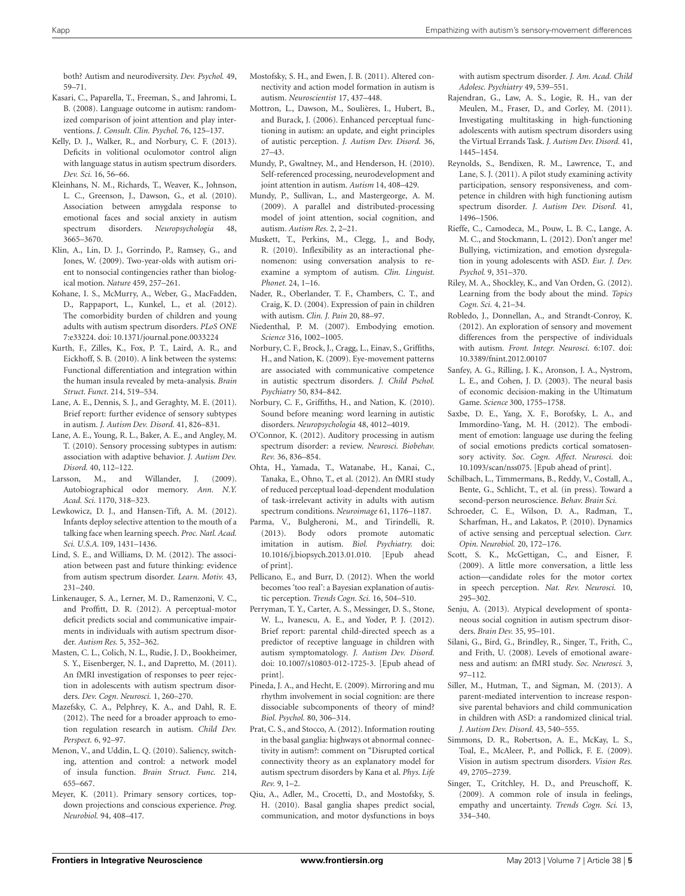both? Autism and neurodiversity. *Dev. Psychol.* 49, 59–71.

Kasari, C., Paparella, T., Freeman, S., and Jahromi, L. B. (2008). Language outcome in autism: randomized comparison of joint attention and play interventions. *J. Consult. Clin. Psychol.* 76, 125–137.

Kelly, D. J., Walker, R., and Norbury, C. F. (2013). Deficits in volitional oculomotor control align with language status in autism spectrum disorders. *Dev. Sci.* 16, 56–66.

Kleinhans, N. M., Richards, T., Weaver, K., Johnson, L. C., Greenson, J., Dawson, G., et al. (2010). Association between amygdala response to emotional faces and social anxiety in autism spectrum disorders. *Neuropsychologia* 48, 3665–3670.

Klin, A., Lin, D. J., Gorrindo, P., Ramsey, G., and Jones, W. (2009). Two-year-olds with autism orient to nonsocial contingencies rather than biological motion. *Nature* 459, 257–261.

Kohane, I. S., McMurry, A., Weber, G., MacFadden, D., Rappaport, L., Kunkel, L., et al. (2012). The comorbidity burden of children and young adults with autism spectrum disorders. *PLoS ONE* 7:e33224. doi: 10.1371/journal.pone.0033224

Kurth, F., Zilles, K., Fox, P. T., Laird, A. R., and Eickhoff, S. B. (2010). A link between the systems: Functional differentiation and integration within the human insula revealed by meta-analysis. *Brain Struct. Funct.* 214, 519–534.

Lane, A. E., Dennis, S. J., and Geraghty, M. E. (2011). Brief report: further evidence of sensory subtypes in autism. *J. Autism Dev. Disord.* 41, 826–831.

Lane, A. E., Young, R. L., Baker, A. E., and Angley, M. T. (2010). Sensory processing subtypes in autism: association with adaptive behavior. *J. Autism Dev. Disord.* 40, 112–122.

Larsson, M., and Willander, J. (2009). Autobiographical odor memory. *Ann. N.Y. Acad. Sci.* 1170, 318–323.

Lewkowicz, D. J., and Hansen-Tift, A. M. (2012). Infants deploy selective attention to the mouth of a talking face when learning speech. *Proc. Natl. Acad. Sci. U.S.A.* 109, 1431–1436.

Lind, S. E., and Williams, D. M. (2012). The association between past and future thinking: evidence from autism spectrum disorder. *Learn. Motiv.* 43, 231–240.

Linkenauger, S. A., Lerner, M. D., Ramenzoni, V. C., and Proffitt, D. R. (2012). A perceptual-motor deficit predicts social and communicative impairments in individuals with autism spectrum disorder. *Autism Res.* 5, 352–362.

Masten, C. L., Colich, N. L., Rudie, J. D., Bookheimer, S. Y., Eisenberger, N. I., and Dapretto, M. (2011). An fMRI investigation of responses to peer rejection in adolescents with autism spectrum disorders. *Dev. Cogn. Neurosci.* 1, 260–270.

Mazefsky, C. A., Pelphrey, K. A., and Dahl, R. E. (2012). The need for a broader approach to emotion regulation research in autism. *Child Dev. Perspect.* 6, 92–97.

Menon, V., and Uddin, L. Q. (2010). Saliency, switching, attention and control: a network model of insula function. *Brain Struct. Func.* 214, 655–667.

Meyer, K. (2011). Primary sensory cortices, top-down projections and conscious experience. *Prog. Neurobiol.* 94, 408–417.

Mostofsky, S. H., and Ewen, J. B. (2011). Altered connectivity and action model formation in autism is autism. *Neuroscientist* 17, 437–448.

Mottron, L., Dawson, M., Soulières, I., Hubert, B., and Burack, J. (2006). Enhanced perceptual functioning in autism: an update, and eight principles of autistic perception. *J. Autism Dev. Disord.* 36, 27–43.

Mundy, P., Gwaltney, M., and Henderson, H. (2010). Self-referenced processing, neurodevelopment and joint attention in autism. *Autism* 14, 408–429.

Mundy, P., Sullivan, L., and Mastergeorge, A. M. (2009). A parallel and distributed-processing model of joint attention, social cognition, and autism. *Autism Res.* 2, 2–21.

Muskett, T., Perkins, M., Clegg, J., and Body, R. (2010). Inflexibility as an interactional phenomenon: using conversation analysis to re-examine a symptom of autism. *Clin. Linguist. Phonet.* 24, 1–16.

Nader, R., Oberlander, T. F., Chambers, C. T., and Craig, K. D. (2004). Expression of pain in children with autism. *Clin. J. Pain* 20, 88–97.

Niedenthal, P. M. (2007). Embodying emotion. *Science* 316, 1002–1005.

Norbury, C. F., Brock, J., Cragg, L., Einav, S., Griffiths, H., and Nation, K. (2009). Eye-movement patterns are associated with communicative competence in autistic spectrum disorders. *J. Child Pschol. Psychiatry* 50, 834–842.

Norbury, C. F., Griffiths, H., and Nation, K. (2010). Sound before meaning: word learning in autistic disorders. *Neuropsychologia* 48, 4012–4019.

O'Connor, K. (2012). Auditory processing in autism spectrum disorder: a review. *Neurosci. Biobehav. Rev.* 36, 836–854.

Ohta, H., Yamada, T., Watanabe, H., Kanai, C., Tanaka, E., Ohno, T., et al. (2012). An fMRI study of reduced perceptual load-dependent modulation of task-irrelevant activity in adults with autism spectrum conditions. *Neuroimage* 61, 1176–1187.

Parma, V., Bulgheroni, M., and Tirindelli, R. (2013). Body odors promote automatic imitation in autism. *Biol. Psychiatry.* doi: 10.1016/j.biopsych.2013.01.010. [Epub ahead of print].

Pellicano, E., and Burr, D. (2012). When the world becomes 'too real': a Bayesian explanation of autistic perception. *Trends Cogn. Sci.* 16, 504–510.

Perryman, T. Y., Carter, A. S., Messinger, D. S., Stone, W. L., Ivanescu, A. E., and Yoder, P. J. (2012). Brief report: parental child-directed speech as a predictor of receptive language in children with autism symptomatology. *J. Autism Dev. Disord.* doi: 10.1007/s10803-012-1725-3. [Epub ahead of print].

Pineda, J. A., and Hecht, E. (2009). Mirroring and mu rhythm involvement in social cognition: are there dissociable subcomponents of theory of mind? *Biol. Psychol.* 80, 306–314.

Prat, C. S., and Stocco, A. (2012). Information routing in the basal ganglia: highways ot abnormal connectivity in autism?: comment on "Disrupted cortical connectivity theory as an explanatory model for autism spectrum disorders by Kana et al. *Phys. Life Rev.* 9, 1–2.

Qiu, A., Adler, M., Crocetti, D., and Mostofsky, S. H. (2010). Basal ganglia shapes predict social, communication, and motor dysfunctions in boys with autism spectrum disorder. *J. Am. Acad. Child Adolesc. Psychiatry* 49, 539–551.

Rajendran, G., Law, A. S., Logie, R. H., van der Meulen, M., Fraser, D., and Corley, M. (2011). Investigating multitasking in high-functioning adolescents with autism spectrum disorders using the Virtual Errands Task. *J. Autism Dev. Disord.* 41, 1445–1454.

Reynolds, S., Bendixen, R. M., Lawrence, T., and Lane, S. J. (2011). A pilot study examining activity participation, sensory responsiveness, and competence in children with high functioning autism spectrum disorder. *J. Autism Dev. Disord.* 41, 1496–1506.

Rieffe, C., Camodeca, M., Pouw, L. B. C., Lange, A. M. C., and Stockmann, L. (2012). Don't anger me! Bullying, victimization, and emotion dysregulation in young adolescents with ASD. *Eur. J. Dev. Psychol.* 9, 351–370.

Riley, M. A., Shockley, K., and Van Orden, G. (2012). Learning from the body about the mind. *Topics Cogn. Sci.* 4, 21–34.

Robledo, J., Donnellan, A., and Strandt-Conroy, K. (2012). An exploration of sensory and movement differences from the perspective of individuals with autism. *Front. Integr. Neurosci.* 6:107. doi: 10.3389/fnint.2012.00107

Sanfey, A. G., Rilling, J. K., Aronson, J. A., Nystrom, L. E., and Cohen, J. D. (2003). The neural basis of economic decision-making in the Ultimatum Game. *Science* 300, 1755–1758.

Saxbe, D. E., Yang, X. F., Borofsky, L. A., and Immordino-Yang, M. H. (2012). The embodiment of emotion: language use during the feeling of social emotions predicts cortical somatosensory activity. *Soc. Cogn. Affect. Neurosci.* doi: 10.1093/scan/nss075. [Epub ahead of print].

Schilbach, L., Timmermans, B., Reddy, V., Costall, A., Bente, G., Schlicht, T., et al. (in press). Toward a second-person neuroscience. *Behav. Brain Sci.*

Schroeder, C. E., Wilson, D. A., Radman, T., Scharfman, H., and Lakatos, P. (2010). Dynamics of active sensing and perceptual selection. *Curr. Opin. Neurobiol.* 20, 172–176.

Scott, S. K., McGettigan, C., and Eisner, F. (2009). A little more conversation, a little less action—candidate roles for the motor cortex in speech perception. *Nat. Rev. Neurosci.* 10, 295–302.

Senju, A. (2013). Atypical development of spontaneous social cognition in autism spectrum disorders. *Brain Dev.* 35, 95–101.

Silani, G., Bird, G., Brindley, R., Singer, T., Frith, C., and Frith, U. (2008). Levels of emotional awareness and autism: an fMRI study. *Soc. Neurosci.* 3, 97–112.

Siller, M., Hutman, T., and Sigman, M. (2013). A parent-mediated intervention to increase responsive parental behaviors and child communication in children with ASD: a randomized clinical trial. *J. Autism Dev. Disord.* 43, 540–555.

Simmons, D. R., Robertson, A. E., McKay, L. S., Toal, E., McAleer, P., and Pollick, F. E. (2009). Vision in autism spectrum disorders. *Vision Res.* 49, 2705–2739.

Singer, T., Critchley, H. D., and Preuschoff, K. (2009). A common role of insula in feelings, empathy and uncertainty. *Trends Cogn. Sci.* 13, 334–340.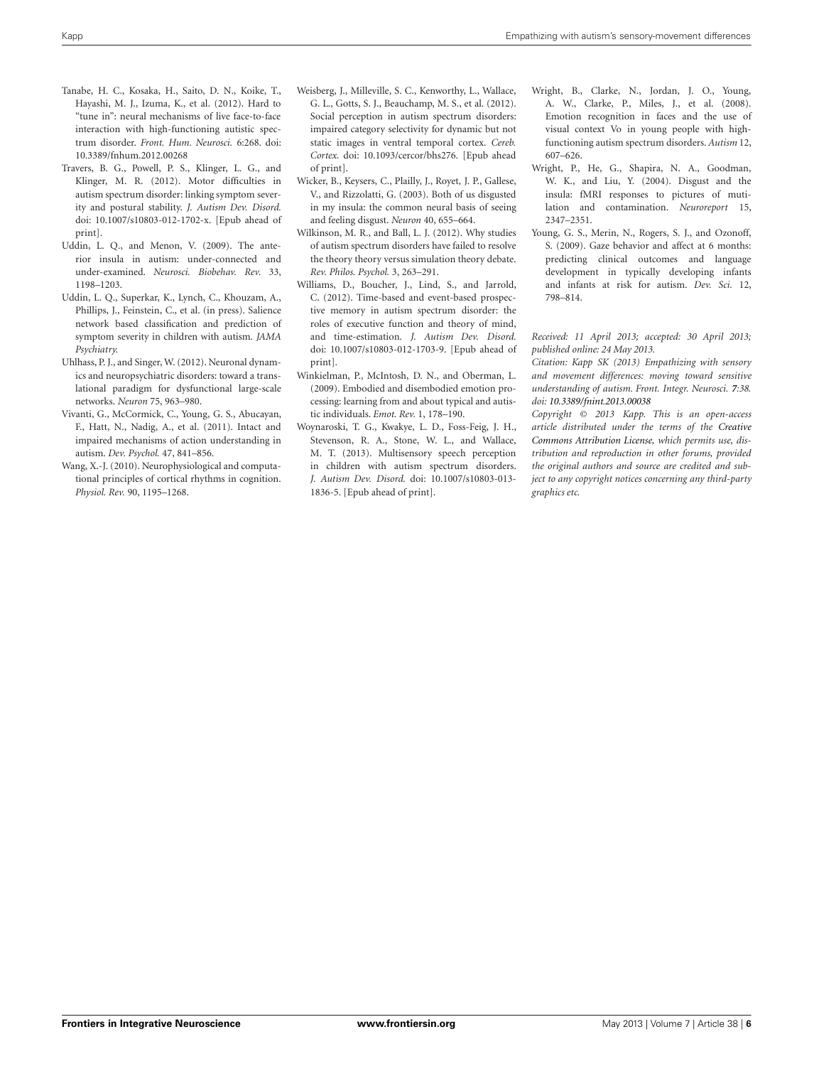Tanabe, H. C., Kosaka, H., Saito, D. N., Koike, T., Hayashi, M. J., Izuma, K., et al. (2012). Hard to "tune in": neural mechanisms of live face-to-face interaction with high-functioning autistic spectrum disorder. *Front. Hum. Neurosci.* 6:268. doi: 10.3389/fnhum.2012.00268

Travers, B. G., Powell, P. S., Klinger, L. G., and Klinger, M. R. (2012). Motor difficulties in autism spectrum disorder: linking symptom severity and postural stability. *J. Autism Dev. Disord.* doi: 10.1007/s10803-012-1702-x. [Epub ahead of print].

Uddin, L. Q., and Menon, V. (2009). The anterior insula in autism: under-connected and under-examined. *Neurosci. Biobehav. Rev.* 33, 1198–1203.

Uddin, L. Q., Superkar, K., Lynch, C., Khouzam, A., Phillips, J., Feinstein, C., et al. (in press). Salience network based classification and prediction of symptom severity in children with autism. *JAMA Psychiatry.*

Uhlhass, P. J., and Singer, W. (2012). Neuronal dynamics and neuropsychiatric disorders: toward a translational paradigm for dysfunctional large-scale networks. *Neuron* 75, 963–980.

Vivanti, G., McCormick, C., Young, G. S., Abucayan, F., Hatt, N., Nadig, A., et al. (2011). Intact and impaired mechanisms of action understanding in autism. *Dev. Psychol.* 47, 841–856.

Wang, X.-J. (2010). Neurophysiological and computational principles of cortical rhythms in cognition. *Physiol. Rev.* 90, 1195–1268.

Weisberg, J., Milleville, S. C., Kenworthy, L., Wallace, G. L., Gotts, S. J., Beauchamp, M. S., et al. (2012). Social perception in autism spectrum disorders: impaired category selectivity for dynamic but not static images in ventral temporal cortex. *Cereb. Cortex.* doi: 10.1093/cercor/bhs276. [Epub ahead of print].

Wicker, B., Keysers, C., Plailly, J., Royet, J. P., Gallese, V., and Rizzolatti, G. (2003). Both of us disgusted in my insula: the common neural basis of seeing and feeling disgust. *Neuron* 40, 655–664.

Wilkinson, M. R., and Ball, L. J. (2012). Why studies of autism spectrum disorders have failed to resolve the theory theory versus simulation theory debate. *Rev. Philos. Psychol.* 3, 263–291.

Williams, D., Boucher, J., Lind, S., and Jarrold, C. (2012). Time-based and event-based prospective memory in autism spectrum disorder: the roles of executive function and theory of mind, and time-estimation. *J. Autism Dev. Disord.* doi: 10.1007/s10803-012-1703-9. [Epub ahead of print].

Winkielman, P., McIntosh, D. N., and Oberman, L. (2009). Embodied and disembodied emotion processing: learning from and about typical and autistic individuals. *Emot. Rev.* 1, 178–190.

Woynaroski, T. G., Kwakye, L. D., Foss-Feig, J. H., Stevenson, R. A., Stone, W. L., and Wallace, M. T. (2013). Multisensory speech perception in children with autism spectrum disorders. *J. Autism Dev. Disord.* doi: 10.1007/s10803-013-1836-5. [Epub ahead of print].

Wright, B., Clarke, N., Jordan, J. O., Young, A. W., Clarke, P., Miles, J., et al. (2008). Emotion recognition in faces and the use of visual context Vo in young people with high-functioning autism spectrum disorders. *Autism* 12, 607–626.

Wright, P., He, G., Shapira, N. A., Goodman, W. K., and Liu, Y. (2004). Disgust and the insula: fMRI responses to pictures of mutilation and contamination. *Neuroreport* 15, 2347–2351.

Young, G. S., Merin, N., Rogers, S. J., and Ozonoff, S. (2009). Gaze behavior and affect at 6 months: predicting clinical outcomes and language development in typically developing infants and infants at risk for autism. *Dev. Sci.* 12, 798–814.

*Received: 11 April 2013; accepted: 30 April 2013; published online: 24 May 2013.*

*Citation: Kapp SK (2013) Empathizing with sensory and movement differences: moving toward sensitive understanding of autism. Front. Integr. Neurosci.* ***7****:38. doi: 10.3389/fnint.2013.00038*

*Copyright © 2013 Kapp. This is an open-access article distributed under the terms of the Creative Commons Attribution License, which permits use, distribution and reproduction in other forums, provided the original authors and source are credited and subject to any copyright notices concerning any third-party graphics etc.*